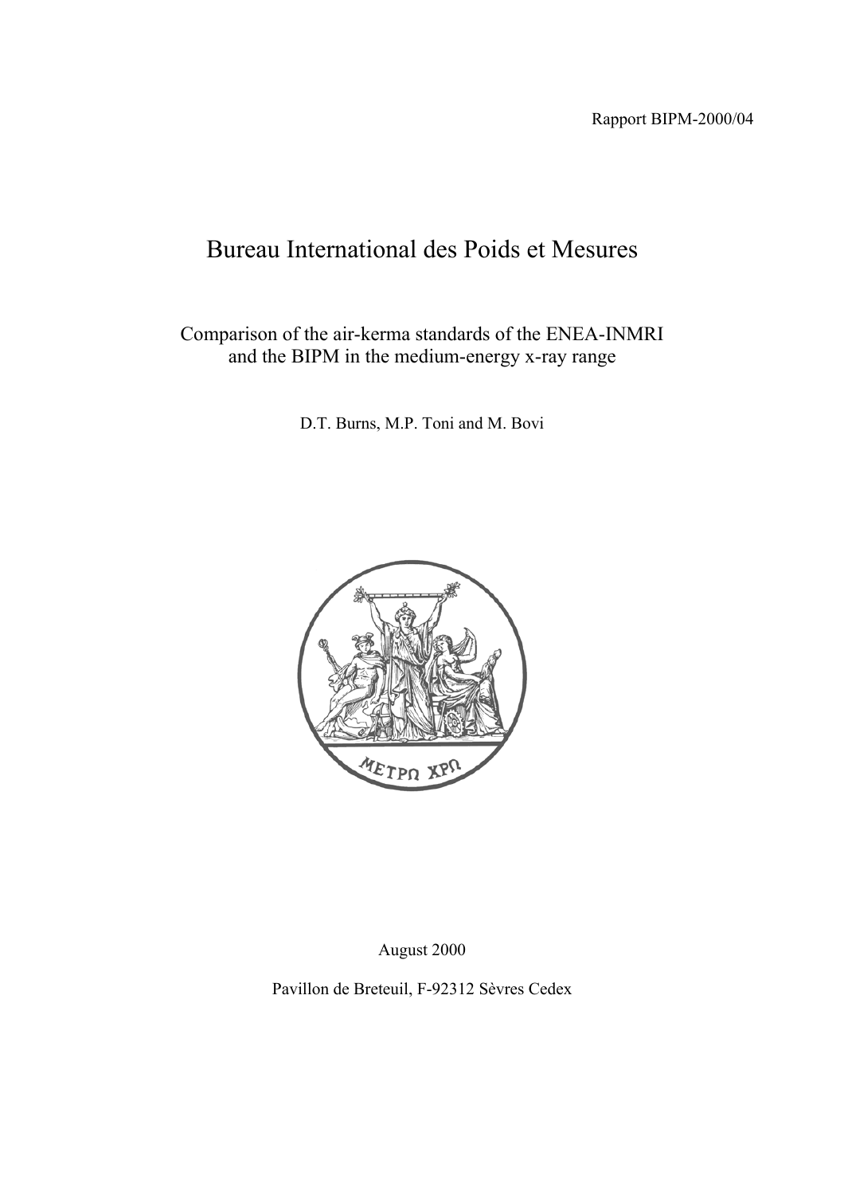Rapport BIPM-2000/04

# Bureau International des Poids et Mesures

## Comparison of the air-kerma standards of the ENEA-INMRI and the BIPM in the medium-energy x-ray range

D.T. Burns, M.P. Toni and M. Bovi

August 2000

Pavillon de Breteuil, F-92312 Sèvres Cedex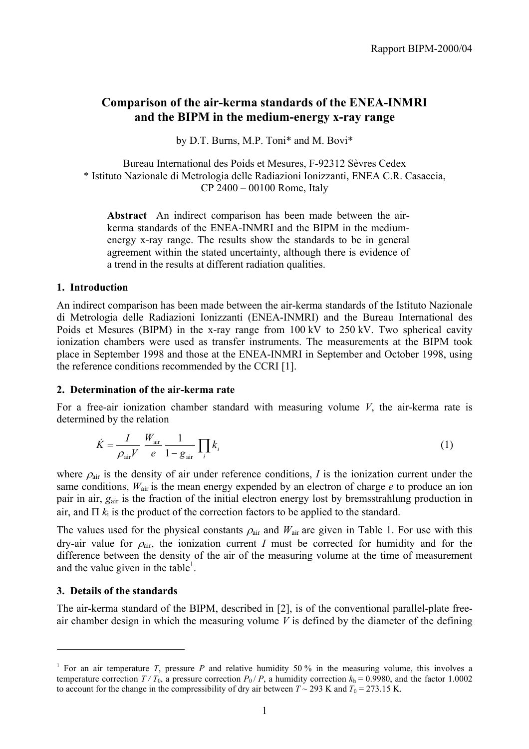# Comparison of the air-kerma standards of the ENEA-INMRI and the BIPM in the medium-energy x-ray range

by D.T. Burns, M.P. Toni* and M. Bovi*

Bureau International des Poids et Mesures, F-92312 Sèvres Cedex
* Istituto Nazionale di Metrologia delle Radiazioni Ionizzanti, ENEA C.R. Casaccia, CP 2400 – 00100 Rome, Italy

**Abstract** An indirect comparison has been made between the air-kerma standards of the ENEA-INMRI and the BIPM in the medium-energy x-ray range. The results show the standards to be in general agreement within the stated uncertainty, although there is evidence of a trend in the results at different radiation qualities.

## 1. Introduction

An indirect comparison has been made between the air-kerma standards of the Istituto Nazionale di Metrologia delle Radiazioni Ionizzanti (ENEA-INMRI) and the Bureau International des Poids et Mesures (BIPM) in the x-ray range from 100 kV to 250 kV. Two spherical cavity ionization chambers were used as transfer instruments. The measurements at the BIPM took place in September 1998 and those at the ENEA-INMRI in September and October 1998, using the reference conditions recommended by the CCRI [1].

## 2. Determination of the air-kerma rate

For a free-air ionization chamber standard with measuring volume $V$, the air-kerma rate is determined by the relation

$$\dot{K} = \frac{I}{\rho_{\mathrm{air}} V} \frac{W_{\mathrm{air}}}{e} \frac{1}{1 - g_{\mathrm{air}}} \prod_i k_i \tag{1}$$

where $\rho_{\mathrm{air}}$ is the density of air under reference conditions, $I$ is the ionization current under the same conditions, $W_{\mathrm{air}}$ is the mean energy expended by an electron of charge $e$ to produce an ion pair in air, $g_{\mathrm{air}}$ is the fraction of the initial electron energy lost by bremsstrahlung production in air, and $\Pi\, k_{\mathrm{i}}$ is the product of the correction factors to be applied to the standard.

The values used for the physical constants $\rho_{\mathrm{air}}$ and $W_{\mathrm{air}}$ are given in Table 1. For use with this dry-air value for $\rho_{\mathrm{air}}$, the ionization current $I$ must be corrected for humidity and for the difference between the density of the air of the measuring volume at the time of measurement and the value given in the table[1].

## 3. Details of the standards

The air-kerma standard of the BIPM, described in [2], is of the conventional parallel-plate free-air chamber design in which the measuring volume $V$ is defined by the diameter of the defining

---

[1] For an air temperature $T$, pressure $P$ and relative humidity 50 % in the measuring volume, this involves a temperature correction $T / T_0$, a pressure correction $P_0 / P$, a humidity correction $k_{\mathrm{h}} = 0.9980$, and the factor 1.0002 to account for the change in the compressibility of dry air between $T \sim 293$ K and $T_0 = 273.15$ K.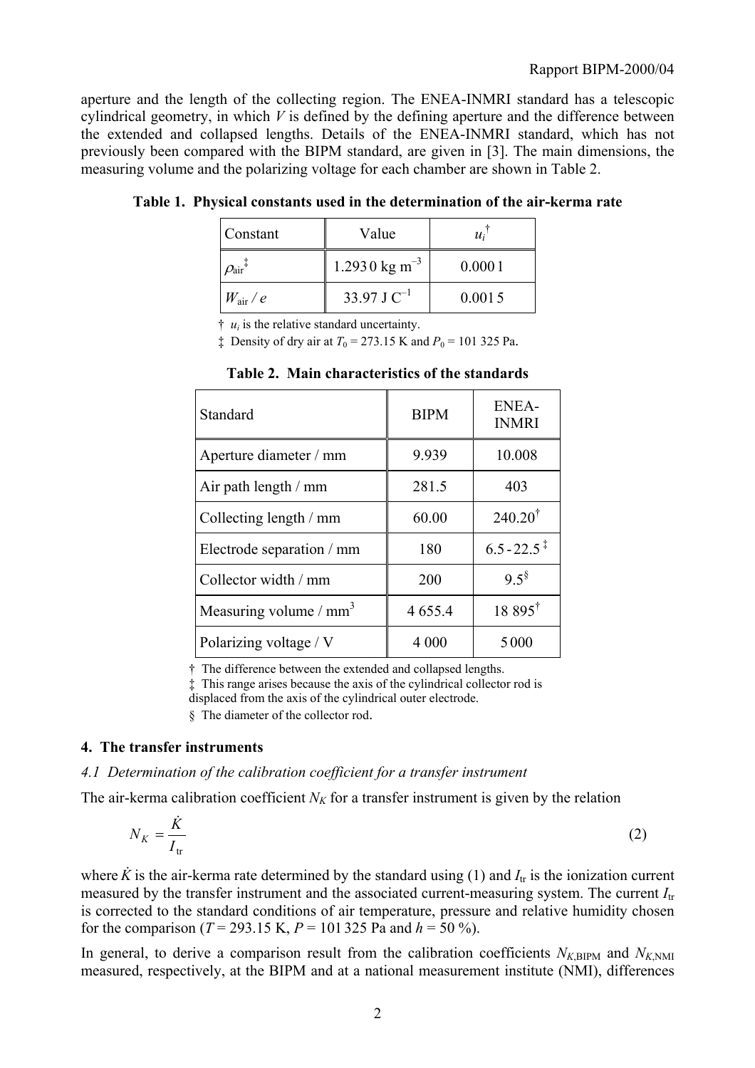aperture and the length of the collecting region. The ENEA-INMRI standard has a telescopic cylindrical geometry, in which $V$ is defined by the defining aperture and the difference between the extended and collapsed lengths. Details of the ENEA-INMRI standard, which has not previously been compared with the BIPM standard, are given in [3]. The main dimensions, the measuring volume and the polarizing voltage for each chamber are shown in Table 2.

**Table 1. Physical constants used in the determination of the air-kerma rate**

| Constant | Value | $u_i$ † |
|---|---|---|
| $\rho_{air}$ ‡ | 1.293 0 kg m$^{-3}$ | 0.000 1 |
| $W_{air} / e$ | 33.97 J C$^{-1}$ | 0.001 5 |

† $u_i$ is the relative standard uncertainty.

‡ Density of dry air at $T_0$ = 273.15 K and $P_0$ = 101 325 Pa.

**Table 2. Main characteristics of the standards**

| Standard | BIPM | ENEA-INMRI |
|---|---|---|
| Aperture diameter / mm | 9.939 | 10.008 |
| Air path length / mm | 281.5 | 403 |
| Collecting length / mm | 60.00 | 240.20 † |
| Electrode separation / mm | 180 | 6.5 - 22.5 ‡ |
| Collector width / mm | 200 | 9.5 § |
| Measuring volume / mm$^3$ | 4 655.4 | 18 895 † |
| Polarizing voltage / V | 4 000 | 5 000 |

† The difference between the extended and collapsed lengths.

‡ This range arises because the axis of the cylindrical collector rod is displaced from the axis of the cylindrical outer electrode.

§ The diameter of the collector rod.

## 4. The transfer instruments

### *4.1 Determination of the calibration coefficient for a transfer instrument*

The air-kerma calibration coefficient $N_K$ for a transfer instrument is given by the relation

$$N_K = \frac{\dot{K}}{I_{tr}} \tag{2}$$

where $\dot{K}$ is the air-kerma rate determined by the standard using (1) and $I_{tr}$ is the ionization current measured by the transfer instrument and the associated current-measuring system. The current $I_{tr}$ is corrected to the standard conditions of air temperature, pressure and relative humidity chosen for the comparison ($T$ = 293.15 K, $P$ = 101 325 Pa and $h$ = 50 %).

In general, to derive a comparison result from the calibration coefficients $N_{K,\mathrm{BIPM}}$ and $N_{K,\mathrm{NMI}}$ measured, respectively, at the BIPM and at a national measurement institute (NMI), differences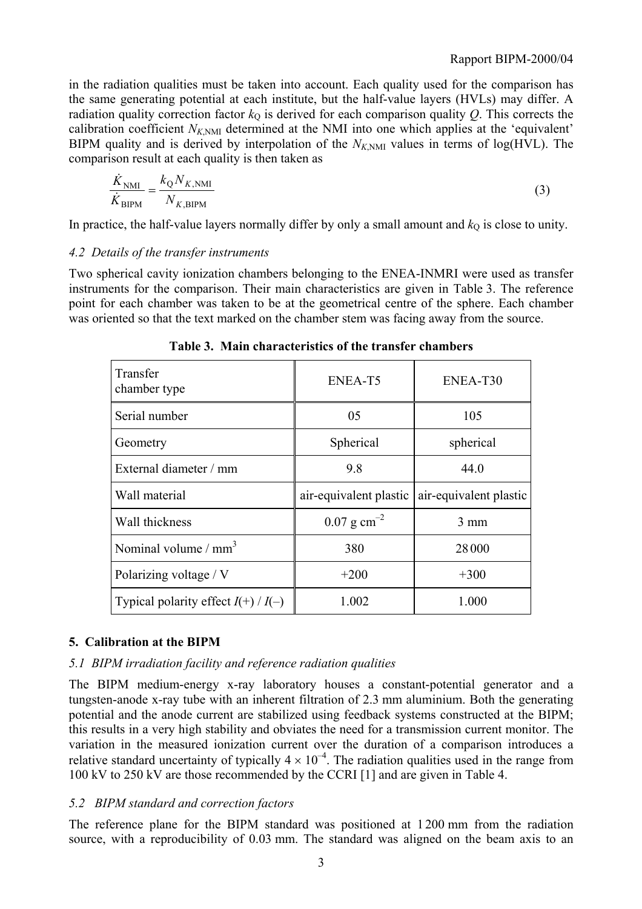in the radiation qualities must be taken into account. Each quality used for the comparison has the same generating potential at each institute, but the half-value layers (HVLs) may differ. A radiation quality correction factor $k_Q$ is derived for each comparison quality $Q$. This corrects the calibration coefficient $N_{K,\text{NMI}}$ determined at the NMI into one which applies at the 'equivalent' BIPM quality and is derived by interpolation of the $N_{K,\text{NMI}}$ values in terms of log(HVL). The comparison result at each quality is then taken as

$$\frac{\dot{K}_{\text{NMI}}}{\dot{K}_{\text{BIPM}}} = \frac{k_Q N_{K,\text{NMI}}}{N_{K,\text{BIPM}}} \tag{3}$$

In practice, the half-value layers normally differ by only a small amount and $k_Q$ is close to unity.

### *4.2 Details of the transfer instruments*

Two spherical cavity ionization chambers belonging to the ENEA-INMRI were used as transfer instruments for the comparison. Their main characteristics are given in Table 3. The reference point for each chamber was taken to be at the geometrical centre of the sphere. Each chamber was oriented so that the text marked on the chamber stem was facing away from the source.

**Table 3. Main characteristics of the transfer chambers**

| Transfer chamber type | ENEA-T5 | ENEA-T30 |
|---|---|---|
| Serial number | 05 | 105 |
| Geometry | Spherical | spherical |
| External diameter / mm | 9.8 | 44.0 |
| Wall material | air-equivalent plastic | air-equivalent plastic |
| Wall thickness | 0.07 g cm$^{-2}$ | 3 mm |
| Nominal volume / mm$^3$ | 380 | 28 000 |
| Polarizing voltage / V | +200 | +300 |
| Typical polarity effect $I(+)$ / $I(-)$ | 1.002 | 1.000 |

## 5. Calibration at the BIPM

### *5.1 BIPM irradiation facility and reference radiation qualities*

The BIPM medium-energy x-ray laboratory houses a constant-potential generator and a tungsten-anode x-ray tube with an inherent filtration of 2.3 mm aluminium. Both the generating potential and the anode current are stabilized using feedback systems constructed at the BIPM; this results in a very high stability and obviates the need for a transmission current monitor. The variation in the measured ionization current over the duration of a comparison introduces a relative standard uncertainty of typically $4 \times 10^{-4}$. The radiation qualities used in the range from 100 kV to 250 kV are those recommended by the CCRI [1] and are given in Table 4.

### *5.2 BIPM standard and correction factors*

The reference plane for the BIPM standard was positioned at 1 200 mm from the radiation source, with a reproducibility of 0.03 mm. The standard was aligned on the beam axis to an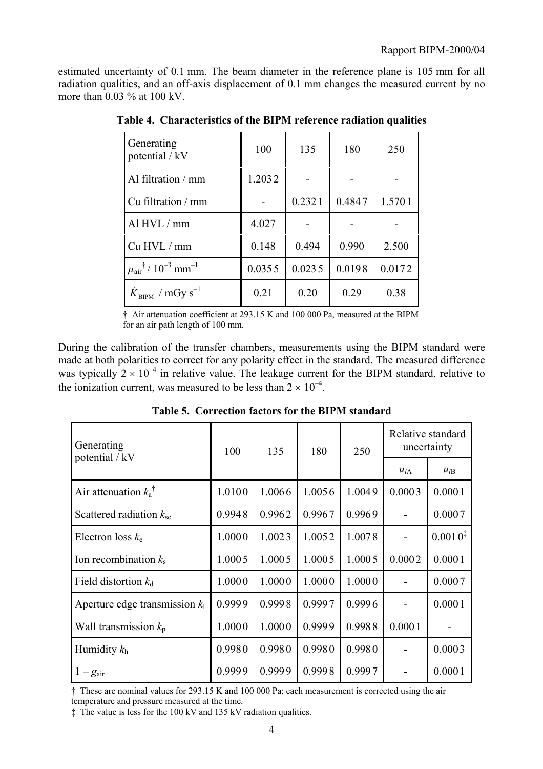estimated uncertainty of 0.1 mm. The beam diameter in the reference plane is 105 mm for all radiation qualities, and an off-axis displacement of 0.1 mm changes the measured current by no more than 0.03 % at 100 kV.

**Table 4. Characteristics of the BIPM reference radiation qualities**

| Generating potential / kV | 100 | 135 | 180 | 250 |
|---|---|---|---|---|
| Al filtration / mm | 1.2032 | - | - | - |
| Cu filtration / mm | - | 0.2321 | 0.4847 | 1.5701 |
| Al HVL / mm | 4.027 | - | - | - |
| Cu HVL / mm | 0.148 | 0.494 | 0.990 | 2.500 |
| $\mu_{air}$ † / $10^{-3}$ mm$^{-1}$ | 0.0355 | 0.0235 | 0.0198 | 0.0172 |
| $\dot{K}_{BIPM}$ / mGy s$^{-1}$ | 0.21 | 0.20 | 0.29 | 0.38 |

† Air attenuation coefficient at 293.15 K and 100 000 Pa, measured at the BIPM for an air path length of 100 mm.

During the calibration of the transfer chambers, measurements using the BIPM standard were made at both polarities to correct for any polarity effect in the standard. The measured difference was typically $2 \times 10^{-4}$ in relative value. The leakage current for the BIPM standard, relative to the ionization current, was measured to be less than $2 \times 10^{-4}$.

**Table 5. Correction factors for the BIPM standard**

| Generating potential / kV | 100 | 135 | 180 | 250 | Relative standard uncertainty | |
|---|---|---|---|---|---|---|
| | | | | | $u_{iA}$ | $u_{iB}$ |
| Air attenuation $k_a$ † | 1.0100 | 1.0066 | 1.0056 | 1.0049 | 0.0003 | 0.0001 |
| Scattered radiation $k_{sc}$ | 0.9948 | 0.9962 | 0.9967 | 0.9969 | - | 0.0007 |
| Electron loss $k_e$ | 1.0000 | 1.0023 | 1.0052 | 1.0078 | - | 0.0010 ‡ |
| Ion recombination $k_s$ | 1.0005 | 1.0005 | 1.0005 | 1.0005 | 0.0002 | 0.0001 |
| Field distortion $k_d$ | 1.0000 | 1.0000 | 1.0000 | 1.0000 | - | 0.0007 |
| Aperture edge transmission $k_l$ | 0.9999 | 0.9998 | 0.9997 | 0.9996 | - | 0.0001 |
| Wall transmission $k_p$ | 1.0000 | 1.0000 | 0.9999 | 0.9988 | 0.0001 | - |
| Humidity $k_h$ | 0.9980 | 0.9980 | 0.9980 | 0.9980 | - | 0.0003 |
| $1 - g_{air}$ | 0.9999 | 0.9999 | 0.9998 | 0.9997 | - | 0.0001 |

† These are nominal values for 293.15 K and 100 000 Pa; each measurement is corrected using the air temperature and pressure measured at the time.

‡ The value is less for the 100 kV and 135 kV radiation qualities.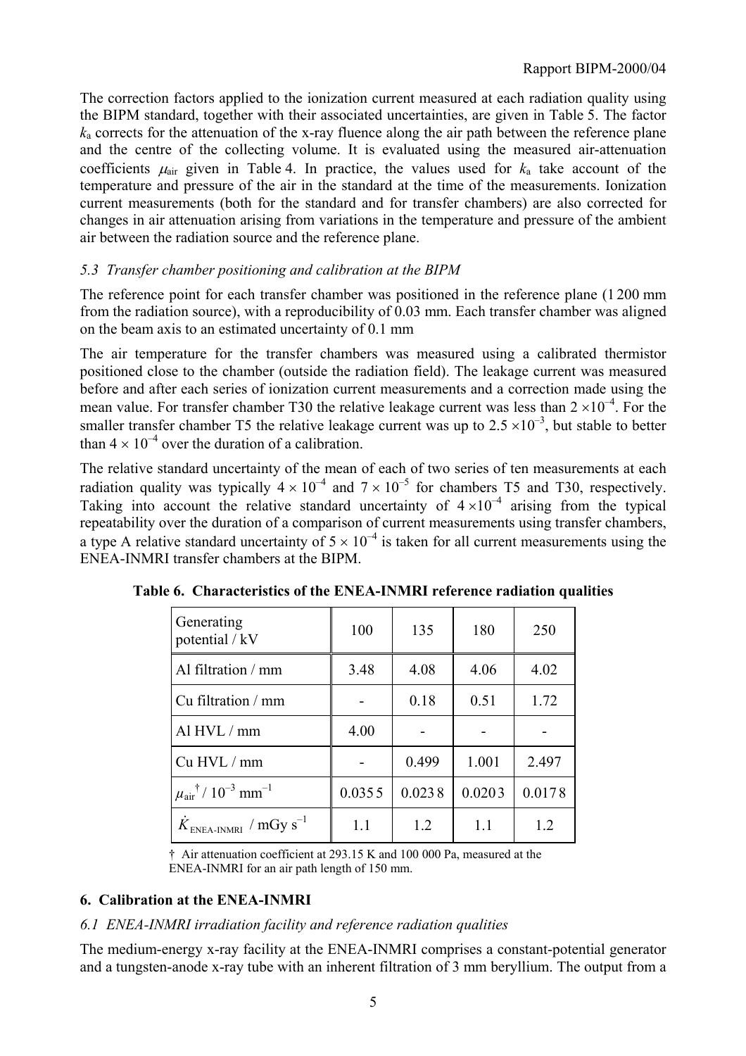The correction factors applied to the ionization current measured at each radiation quality using the BIPM standard, together with their associated uncertainties, are given in Table 5. The factor $k_a$ corrects for the attenuation of the x-ray fluence along the air path between the reference plane and the centre of the collecting volume. It is evaluated using the measured air-attenuation coefficients $\mu_{air}$ given in Table 4. In practice, the values used for $k_a$ take account of the temperature and pressure of the air in the standard at the time of the measurements. Ionization current measurements (both for the standard and for transfer chambers) are also corrected for changes in air attenuation arising from variations in the temperature and pressure of the ambient air between the radiation source and the reference plane.

### *5.3 Transfer chamber positioning and calibration at the BIPM*

The reference point for each transfer chamber was positioned in the reference plane (1 200 mm from the radiation source), with a reproducibility of 0.03 mm. Each transfer chamber was aligned on the beam axis to an estimated uncertainty of 0.1 mm

The air temperature for the transfer chambers was measured using a calibrated thermistor positioned close to the chamber (outside the radiation field). The leakage current was measured before and after each series of ionization current measurements and a correction made using the mean value. For transfer chamber T30 the relative leakage current was less than $2 \times 10^{-4}$. For the smaller transfer chamber T5 the relative leakage current was up to $2.5 \times 10^{-3}$, but stable to better than $4 \times 10^{-4}$ over the duration of a calibration.

The relative standard uncertainty of the mean of each of two series of ten measurements at each radiation quality was typically $4 \times 10^{-4}$ and $7 \times 10^{-5}$ for chambers T5 and T30, respectively. Taking into account the relative standard uncertainty of $4 \times 10^{-4}$ arising from the typical repeatability over the duration of a comparison of current measurements using transfer chambers, a type A relative standard uncertainty of $5 \times 10^{-4}$ is taken for all current measurements using the ENEA-INMRI transfer chambers at the BIPM.

**Table 6. Characteristics of the ENEA-INMRI reference radiation qualities**

| Generating potential / kV | 100 | 135 | 180 | 250 |
|---|---|---|---|---|
| Al filtration / mm | 3.48 | 4.08 | 4.06 | 4.02 |
| Cu filtration / mm | - | 0.18 | 0.51 | 1.72 |
| Al HVL / mm | 4.00 | - | - | - |
| Cu HVL / mm | - | 0.499 | 1.001 | 2.497 |
| $\mu_{air}{}^{\dagger}$ / $10^{-3}$ mm$^{-1}$ | 0.0355 | 0.0238 | 0.0203 | 0.0178 |
| $\dot{K}_{\text{ENEA-INMRI}}$ / mGy s$^{-1}$ | 1.1 | 1.2 | 1.1 | 1.2 |

† Air attenuation coefficient at 293.15 K and 100 000 Pa, measured at the ENEA-INMRI for an air path length of 150 mm.

## 6. Calibration at the ENEA-INMRI

### *6.1 ENEA-INMRI irradiation facility and reference radiation qualities*

The medium-energy x-ray facility at the ENEA-INMRI comprises a constant-potential generator and a tungsten-anode x-ray tube with an inherent filtration of 3 mm beryllium. The output from a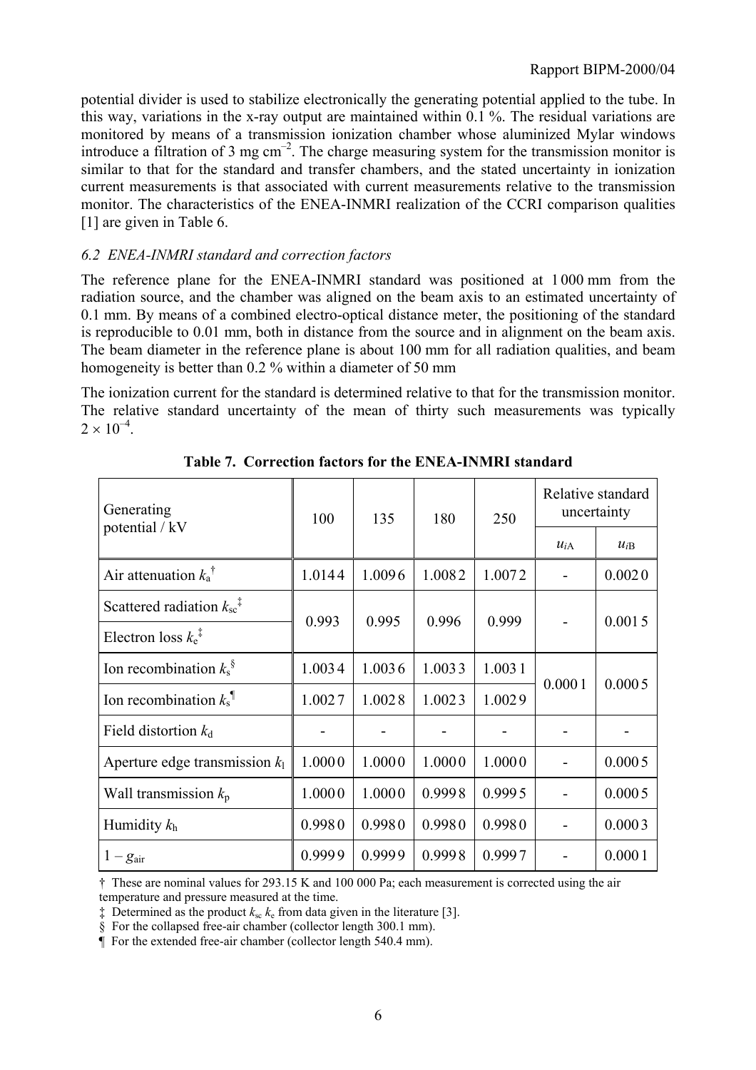potential divider is used to stabilize electronically the generating potential applied to the tube. In this way, variations in the x-ray output are maintained within 0.1 %. The residual variations are monitored by means of a transmission ionization chamber whose aluminized Mylar windows introduce a filtration of 3 mg cm$^{-2}$. The charge measuring system for the transmission monitor is similar to that for the standard and transfer chambers, and the stated uncertainty in ionization current measurements is that associated with current measurements relative to the transmission monitor. The characteristics of the ENEA-INMRI realization of the CCRI comparison qualities [1] are given in Table 6.

### *6.2 ENEA-INMRI standard and correction factors*

The reference plane for the ENEA-INMRI standard was positioned at 1 000 mm from the radiation source, and the chamber was aligned on the beam axis to an estimated uncertainty of 0.1 mm. By means of a combined electro-optical distance meter, the positioning of the standard is reproducible to 0.01 mm, both in distance from the source and in alignment on the beam axis. The beam diameter in the reference plane is about 100 mm for all radiation qualities, and beam homogeneity is better than 0.2 % within a diameter of 50 mm

The ionization current for the standard is determined relative to that for the transmission monitor. The relative standard uncertainty of the mean of thirty such measurements was typically $2 \times 10^{-4}$.

**Table 7. Correction factors for the ENEA-INMRI standard**

| Generating potential / kV | 100 | 135 | 180 | 250 | Relative standard uncertainty | |
|---|---|---|---|---|---|---|
| | | | | | $u_{iA}$ | $u_{iB}$ |
| Air attenuation $k_a$ † | 1.014 4 | 1.009 6 | 1.008 2 | 1.007 2 | - | 0.002 0 |
| Scattered radiation $k_{sc}$ ‡ / Electron loss $k_e$ ‡ | 0.993 | 0.995 | 0.996 | 0.999 | - | 0.001 5 |
| Ion recombination $k_s$ § | 1.003 4 | 1.003 6 | 1.003 3 | 1.003 1 | 0.000 1 | 0.000 5 |
| Ion recombination $k_s$ ¶ | 1.002 7 | 1.002 8 | 1.002 3 | 1.002 9 | | |
| Field distortion $k_d$ | - | - | - | - | - | - |
| Aperture edge transmission $k_l$ | 1.000 0 | 1.000 0 | 1.000 0 | 1.000 0 | - | 0.000 5 |
| Wall transmission $k_p$ | 1.000 0 | 1.000 0 | 0.999 8 | 0.999 5 | - | 0.000 5 |
| Humidity $k_h$ | 0.998 0 | 0.998 0 | 0.998 0 | 0.998 0 | - | 0.000 3 |
| $1 - g_{air}$ | 0.999 9 | 0.999 9 | 0.999 8 | 0.999 7 | - | 0.000 1 |

† These are nominal values for 293.15 K and 100 000 Pa; each measurement is corrected using the air temperature and pressure measured at the time.

‡ Determined as the product $k_{sc}\,k_e$ from data given in the literature [3].

§ For the collapsed free-air chamber (collector length 300.1 mm).

¶ For the extended free-air chamber (collector length 540.4 mm).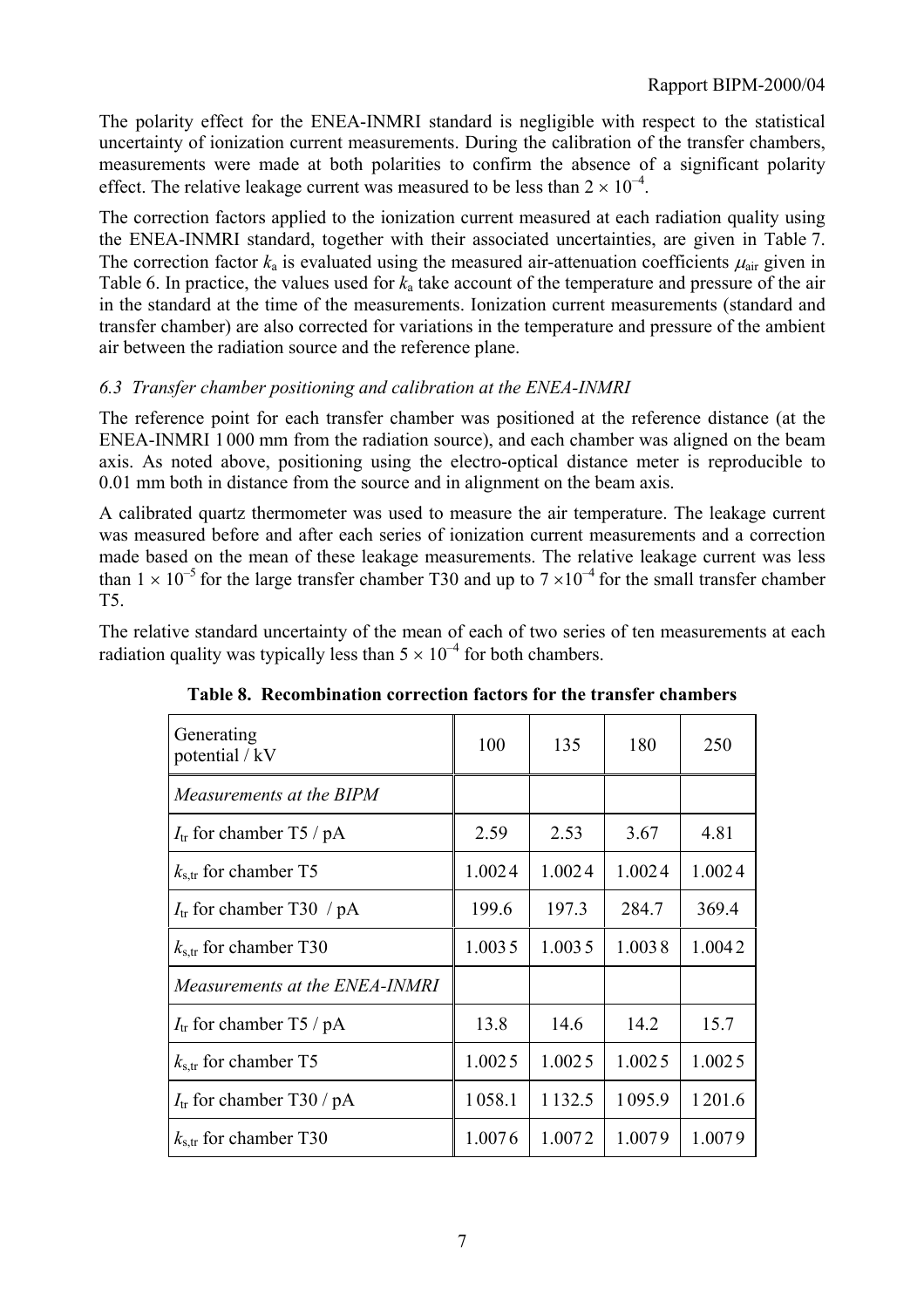The polarity effect for the ENEA-INMRI standard is negligible with respect to the statistical uncertainty of ionization current measurements. During the calibration of the transfer chambers, measurements were made at both polarities to confirm the absence of a significant polarity effect. The relative leakage current was measured to be less than $2 \times 10^{-4}$.

The correction factors applied to the ionization current measured at each radiation quality using the ENEA-INMRI standard, together with their associated uncertainties, are given in Table 7. The correction factor $k_a$ is evaluated using the measured air-attenuation coefficients $\mu_{air}$ given in Table 6. In practice, the values used for $k_a$ take account of the temperature and pressure of the air in the standard at the time of the measurements. Ionization current measurements (standard and transfer chamber) are also corrected for variations in the temperature and pressure of the ambient air between the radiation source and the reference plane.

### *6.3 Transfer chamber positioning and calibration at the ENEA-INMRI*

The reference point for each transfer chamber was positioned at the reference distance (at the ENEA-INMRI 1 000 mm from the radiation source), and each chamber was aligned on the beam axis. As noted above, positioning using the electro-optical distance meter is reproducible to 0.01 mm both in distance from the source and in alignment on the beam axis.

A calibrated quartz thermometer was used to measure the air temperature. The leakage current was measured before and after each series of ionization current measurements and a correction made based on the mean of these leakage measurements. The relative leakage current was less than $1 \times 10^{-5}$ for the large transfer chamber T30 and up to $7 \times 10^{-4}$ for the small transfer chamber T5.

The relative standard uncertainty of the mean of each of two series of ten measurements at each radiation quality was typically less than $5 \times 10^{-4}$ for both chambers.

**Table 8. Recombination correction factors for the transfer chambers**

| Generating potential / kV | 100 | 135 | 180 | 250 |
|---|---|---|---|---|
| *Measurements at the BIPM* | | | | |
| $I_{tr}$ for chamber T5 / pA | 2.59 | 2.53 | 3.67 | 4.81 |
| $k_{s,tr}$ for chamber T5 | 1.002 4 | 1.002 4 | 1.002 4 | 1.002 4 |
| $I_{tr}$ for chamber T30 / pA | 199.6 | 197.3 | 284.7 | 369.4 |
| $k_{s,tr}$ for chamber T30 | 1.003 5 | 1.003 5 | 1.003 8 | 1.004 2 |
| *Measurements at the ENEA-INMRI* | | | | |
| $I_{tr}$ for chamber T5 / pA | 13.8 | 14.6 | 14.2 | 15.7 |
| $k_{s,tr}$ for chamber T5 | 1.002 5 | 1.002 5 | 1.002 5 | 1.002 5 |
| $I_{tr}$ for chamber T30 / pA | 1 058.1 | 1 132.5 | 1 095.9 | 1 201.6 |
| $k_{s,tr}$ for chamber T30 | 1.007 6 | 1.007 2 | 1.007 9 | 1.007 9 |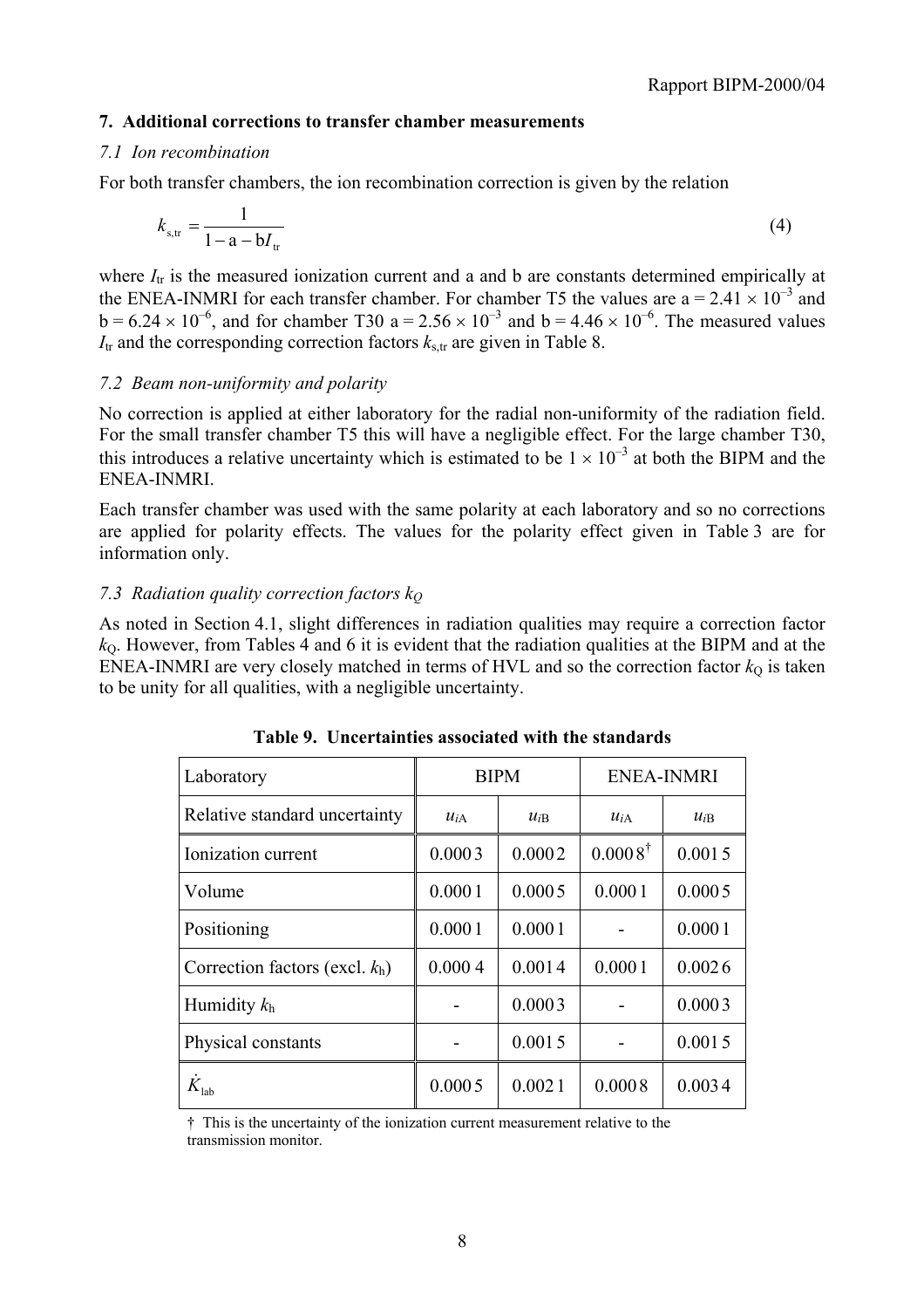## 7. Additional corrections to transfer chamber measurements

### *7.1 Ion recombination*

For both transfer chambers, the ion recombination correction is given by the relation

$$k_{\mathrm{s,tr}} = \frac{1}{1 - \mathrm{a} - \mathrm{b}I_{\mathrm{tr}}} \tag{4}$$

where $I_{\mathrm{tr}}$ is the measured ionization current and a and b are constants determined empirically at the ENEA-INMRI for each transfer chamber. For chamber T5 the values are $\mathrm{a} = 2.41 \times 10^{-3}$ and $\mathrm{b} = 6.24 \times 10^{-6}$, and for chamber T30 $\mathrm{a} = 2.56 \times 10^{-3}$ and $\mathrm{b} = 4.46 \times 10^{-6}$. The measured values $I_{\mathrm{tr}}$ and the corresponding correction factors $k_{\mathrm{s,tr}}$ are given in Table 8.

### *7.2 Beam non-uniformity and polarity*

No correction is applied at either laboratory for the radial non-uniformity of the radiation field. For the small transfer chamber T5 this will have a negligible effect. For the large chamber T30, this introduces a relative uncertainty which is estimated to be $1 \times 10^{-3}$ at both the BIPM and the ENEA-INMRI.

Each transfer chamber was used with the same polarity at each laboratory and so no corrections are applied for polarity effects. The values for the polarity effect given in Table 3 are for information only.

### *7.3 Radiation quality correction factors $k_Q$*

As noted in Section 4.1, slight differences in radiation qualities may require a correction factor $k_{\mathrm{Q}}$. However, from Tables 4 and 6 it is evident that the radiation qualities at the BIPM and at the ENEA-INMRI are very closely matched in terms of HVL and so the correction factor $k_{\mathrm{Q}}$ is taken to be unity for all qualities, with a negligible uncertainty.

**Table 9. Uncertainties associated with the standards**

| Laboratory | BIPM | | ENEA-INMRI | |
|---|---|---|---|---|
| Relative standard uncertainty | $u_{i\mathrm{A}}$ | $u_{i\mathrm{B}}$ | $u_{i\mathrm{A}}$ | $u_{i\mathrm{B}}$ |
| Ionization current | 0.000 3 | 0.000 2 | 0.000 8[†] | 0.001 5 |
| Volume | 0.000 1 | 0.000 5 | 0.000 1 | 0.000 5 |
| Positioning | 0.000 1 | 0.000 1 | - | 0.000 1 |
| Correction factors (excl. $k_{\mathrm{h}}$) | 0.000 4 | 0.001 4 | 0.000 1 | 0.002 6 |
| Humidity $k_{\mathrm{h}}$ | - | 0.000 3 | - | 0.000 3 |
| Physical constants | - | 0.001 5 | - | 0.001 5 |
| $\dot{K}_{\mathrm{lab}}$ | 0.000 5 | 0.002 1 | 0.000 8 | 0.003 4 |

† This is the uncertainty of the ionization current measurement relative to the transmission monitor.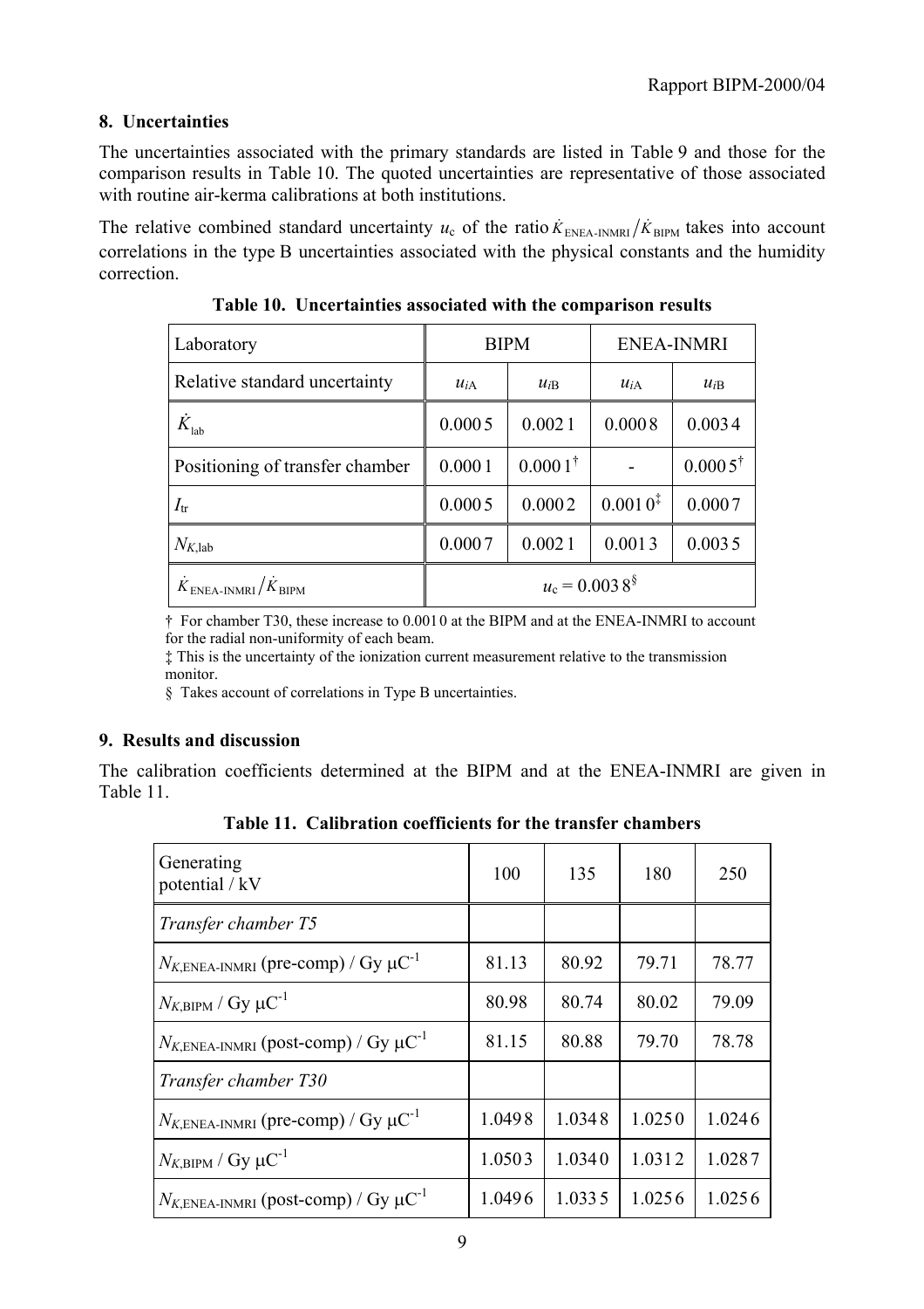## 8. Uncertainties

The uncertainties associated with the primary standards are listed in Table 9 and those for the comparison results in Table 10. The quoted uncertainties are representative of those associated with routine air-kerma calibrations at both institutions.

The relative combined standard uncertainty $u_c$ of the ratio $\dot{K}_{\text{ENEA-INMRI}}/\dot{K}_{\text{BIPM}}$ takes into account correlations in the type B uncertainties associated with the physical constants and the humidity correction.

**Table 10. Uncertainties associated with the comparison results**

| Laboratory | BIPM | | ENEA-INMRI | |
|---|---|---|---|---|
| Relative standard uncertainty | $u_{i\text{A}}$ | $u_{i\text{B}}$ | $u_{i\text{A}}$ | $u_{i\text{B}}$ |
| $\dot{K}_{\text{lab}}$ | 0.000 5 | 0.002 1 | 0.000 8 | 0.003 4 |
| Positioning of transfer chamber | 0.000 1 | 0.000 1† | - | 0.000 5† |
| $I_{\text{tr}}$ | 0.000 5 | 0.000 2 | 0.001 0‡ | 0.000 7 |
| $N_{K,\text{lab}}$ | 0.000 7 | 0.002 1 | 0.001 3 | 0.003 5 |
| $\dot{K}_{\text{ENEA-INMRI}}/\dot{K}_{\text{BIPM}}$ | $u_c = 0.003\,8$§ | | | |

† For chamber T30, these increase to 0.001 0 at the BIPM and at the ENEA-INMRI to account for the radial non-uniformity of each beam.

‡ This is the uncertainty of the ionization current measurement relative to the transmission monitor.

§ Takes account of correlations in Type B uncertainties.

## 9. Results and discussion

The calibration coefficients determined at the BIPM and at the ENEA-INMRI are given in Table 11.

**Table 11. Calibration coefficients for the transfer chambers**

| Generating potential / kV | 100 | 135 | 180 | 250 |
|---|---|---|---|---|
| *Transfer chamber T5* | | | | |
| $N_{K,\text{ENEA-INMRI}}$ (pre-comp) / Gy μC$^{-1}$ | 81.13 | 80.92 | 79.71 | 78.77 |
| $N_{K,\text{BIPM}}$ / Gy μC$^{-1}$ | 80.98 | 80.74 | 80.02 | 79.09 |
| $N_{K,\text{ENEA-INMRI}}$ (post-comp) / Gy μC$^{-1}$ | 81.15 | 80.88 | 79.70 | 78.78 |
| *Transfer chamber T30* | | | | |
| $N_{K,\text{ENEA-INMRI}}$ (pre-comp) / Gy μC$^{-1}$ | 1.049 8 | 1.034 8 | 1.025 0 | 1.024 6 |
| $N_{K,\text{BIPM}}$ / Gy μC$^{-1}$ | 1.050 3 | 1.034 0 | 1.031 2 | 1.028 7 |
| $N_{K,\text{ENEA-INMRI}}$ (post-comp) / Gy μC$^{-1}$ | 1.049 6 | 1.033 5 | 1.025 6 | 1.025 6 |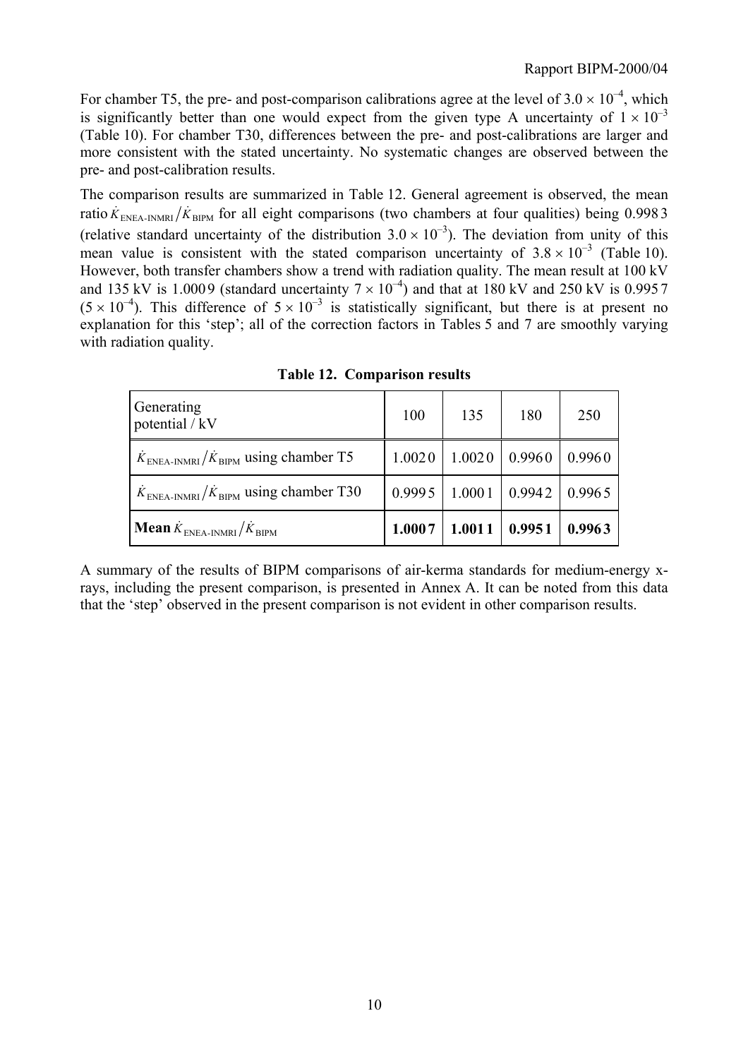For chamber T5, the pre- and post-comparison calibrations agree at the level of $3.0 \times 10^{-4}$, which is significantly better than one would expect from the given type A uncertainty of $1 \times 10^{-3}$ (Table 10). For chamber T30, differences between the pre- and post-calibrations are larger and more consistent with the stated uncertainty. No systematic changes are observed between the pre- and post-calibration results.

The comparison results are summarized in Table 12. General agreement is observed, the mean ratio $\dot{K}_{\text{ENEA-INMRI}}/\dot{K}_{\text{BIPM}}$ for all eight comparisons (two chambers at four qualities) being 0.998 3 (relative standard uncertainty of the distribution $3.0 \times 10^{-3}$). The deviation from unity of this mean value is consistent with the stated comparison uncertainty of $3.8 \times 10^{-3}$ (Table 10). However, both transfer chambers show a trend with radiation quality. The mean result at 100 kV and 135 kV is 1.000 9 (standard uncertainty $7 \times 10^{-4}$) and that at 180 kV and 250 kV is 0.995 7 ($5 \times 10^{-4}$). This difference of $5 \times 10^{-3}$ is statistically significant, but there is at present no explanation for this 'step'; all of the correction factors in Tables 5 and 7 are smoothly varying with radiation quality.

**Table 12. Comparison results**

| Generating potential / kV | 100 | 135 | 180 | 250 |
|---|---|---|---|---|
| $\dot{K}_{\text{ENEA-INMRI}}/\dot{K}_{\text{BIPM}}$ using chamber T5 | 1.002 0 | 1.002 0 | 0.996 0 | 0.996 0 |
| $\dot{K}_{\text{ENEA-INMRI}}/\dot{K}_{\text{BIPM}}$ using chamber T30 | 0.999 5 | 1.000 1 | 0.994 2 | 0.996 5 |
| **Mean** $\dot{K}_{\text{ENEA-INMRI}}/\dot{K}_{\text{BIPM}}$ | **1.000 7** | **1.001 1** | **0.995 1** | **0.996 3** |

A summary of the results of BIPM comparisons of air-kerma standards for medium-energy x-rays, including the present comparison, is presented in Annex A. It can be noted from this data that the 'step' observed in the present comparison is not evident in other comparison results.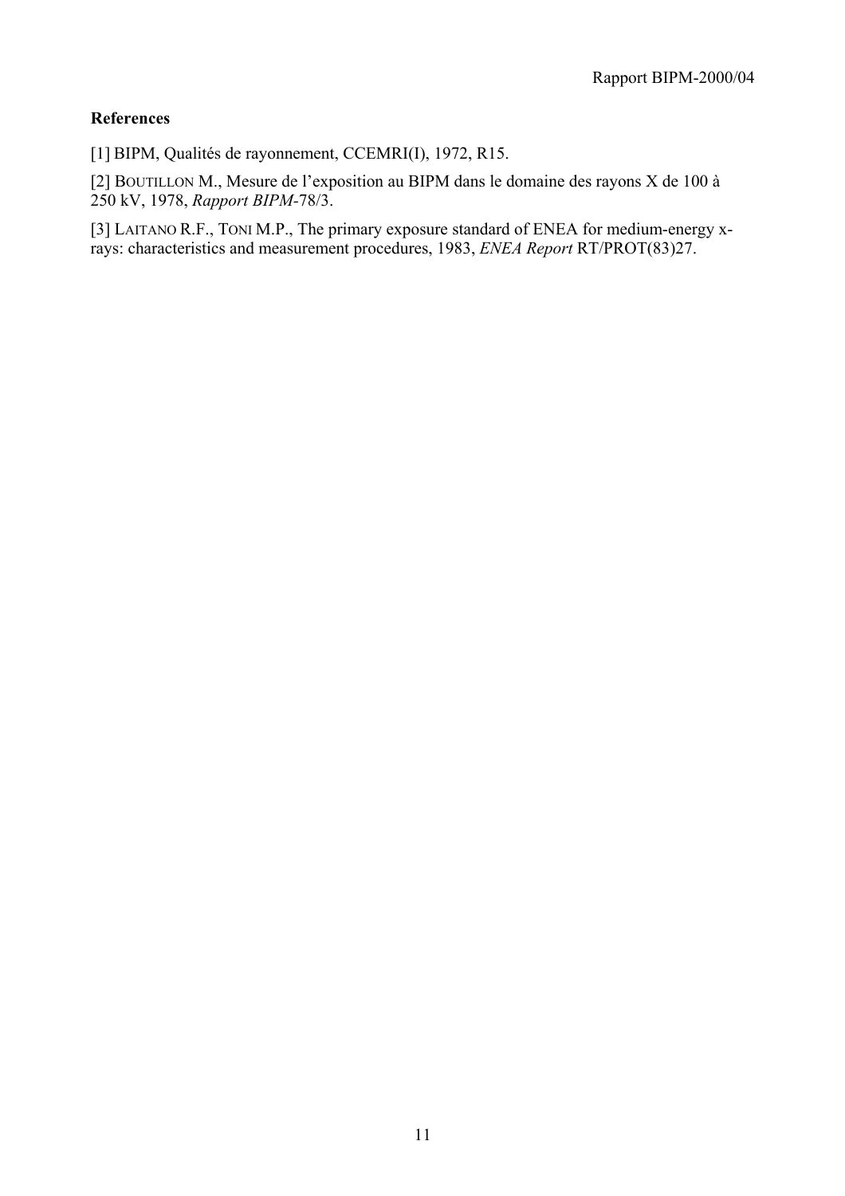**References**

[1] BIPM, Qualités de rayonnement, CCEMRI(I), 1972, R15.

[2] BOUTILLON M., Mesure de l'exposition au BIPM dans le domaine des rayons X de 100 à 250 kV, 1978, *Rapport BIPM*-78/3.

[3] LAITANO R.F., TONI M.P., The primary exposure standard of ENEA for medium-energy x-rays: characteristics and measurement procedures, 1983, *ENEA Report* RT/PROT(83)27.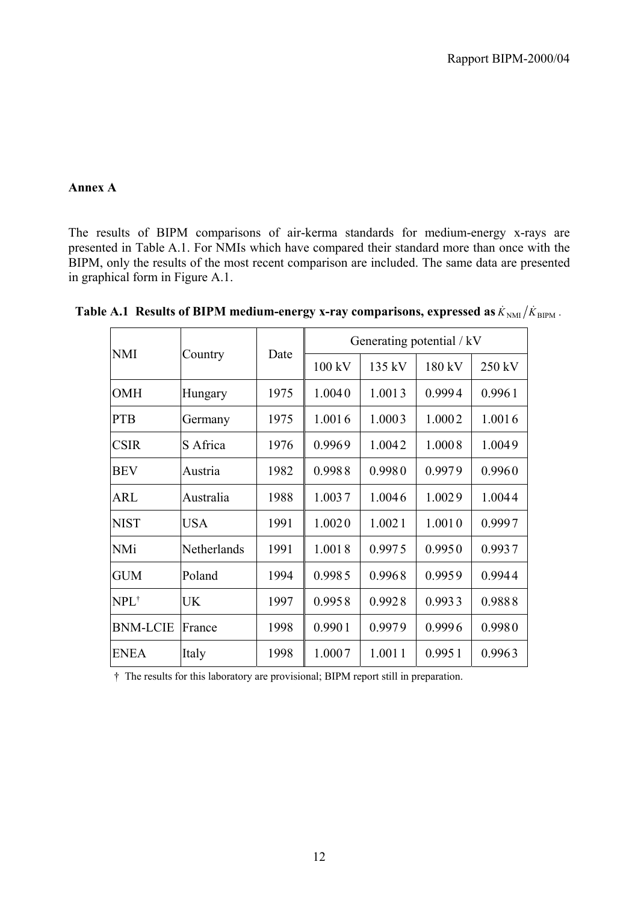## Annex A

The results of BIPM comparisons of air-kerma standards for medium-energy x-rays are presented in Table A.1. For NMIs which have compared their standard more than once with the BIPM, only the results of the most recent comparison are included. The same data are presented in graphical form in Figure A.1.

**Table A.1 Results of BIPM medium-energy x-ray comparisons, expressed as $\dot{K}_{\mathrm{NMI}}/\dot{K}_{\mathrm{BIPM}}$.**

| NMI | Country | Date | Generating potential / kV | | | |
|---|---|---|---|---|---|---|
| | | | 100 kV | 135 kV | 180 kV | 250 kV |
| OMH | Hungary | 1975 | 1.004 0 | 1.001 3 | 0.999 4 | 0.996 1 |
| PTB | Germany | 1975 | 1.001 6 | 1.000 3 | 1.000 2 | 1.001 6 |
| CSIR | S Africa | 1976 | 0.996 9 | 1.004 2 | 1.000 8 | 1.004 9 |
| BEV | Austria | 1982 | 0.998 8 | 0.998 0 | 0.997 9 | 0.996 0 |
| ARL | Australia | 1988 | 1.003 7 | 1.004 6 | 1.002 9 | 1.004 4 |
| NIST | USA | 1991 | 1.002 0 | 1.002 1 | 1.001 0 | 0.999 7 |
| NMi | Netherlands | 1991 | 1.001 8 | 0.997 5 | 0.995 0 | 0.993 7 |
| GUM | Poland | 1994 | 0.998 5 | 0.996 8 | 0.995 9 | 0.994 4 |
| NPL† | UK | 1997 | 0.995 8 | 0.992 8 | 0.993 3 | 0.988 8 |
| BNM-LCIE | France | 1998 | 0.990 1 | 0.997 9 | 0.999 6 | 0.998 0 |
| ENEA | Italy | 1998 | 1.000 7 | 1.001 1 | 0.995 1 | 0.996 3 |

† The results for this laboratory are provisional; BIPM report still in preparation.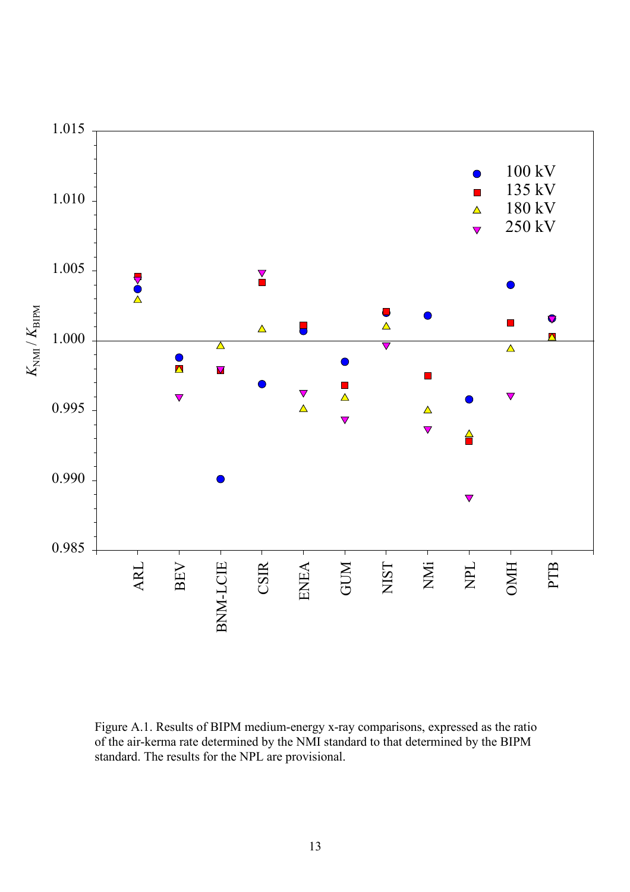1.015

1.010

1.005

1.000

0.995

0.990

0.985

$K_{NMI} / K_{BIPM}$

100 kV

135 kV

180 kV

250 kV

ARL

BEV

BNM-LCIE

CSIR

ENEA

GUM

NIST

NMi

NPL

OMH

PTB

Figure A.1. Results of BIPM medium-energy x-ray comparisons, expressed as the ratio of the air-kerma rate determined by the NMI standard to that determined by the BIPM standard. The results for the NPL are provisional.